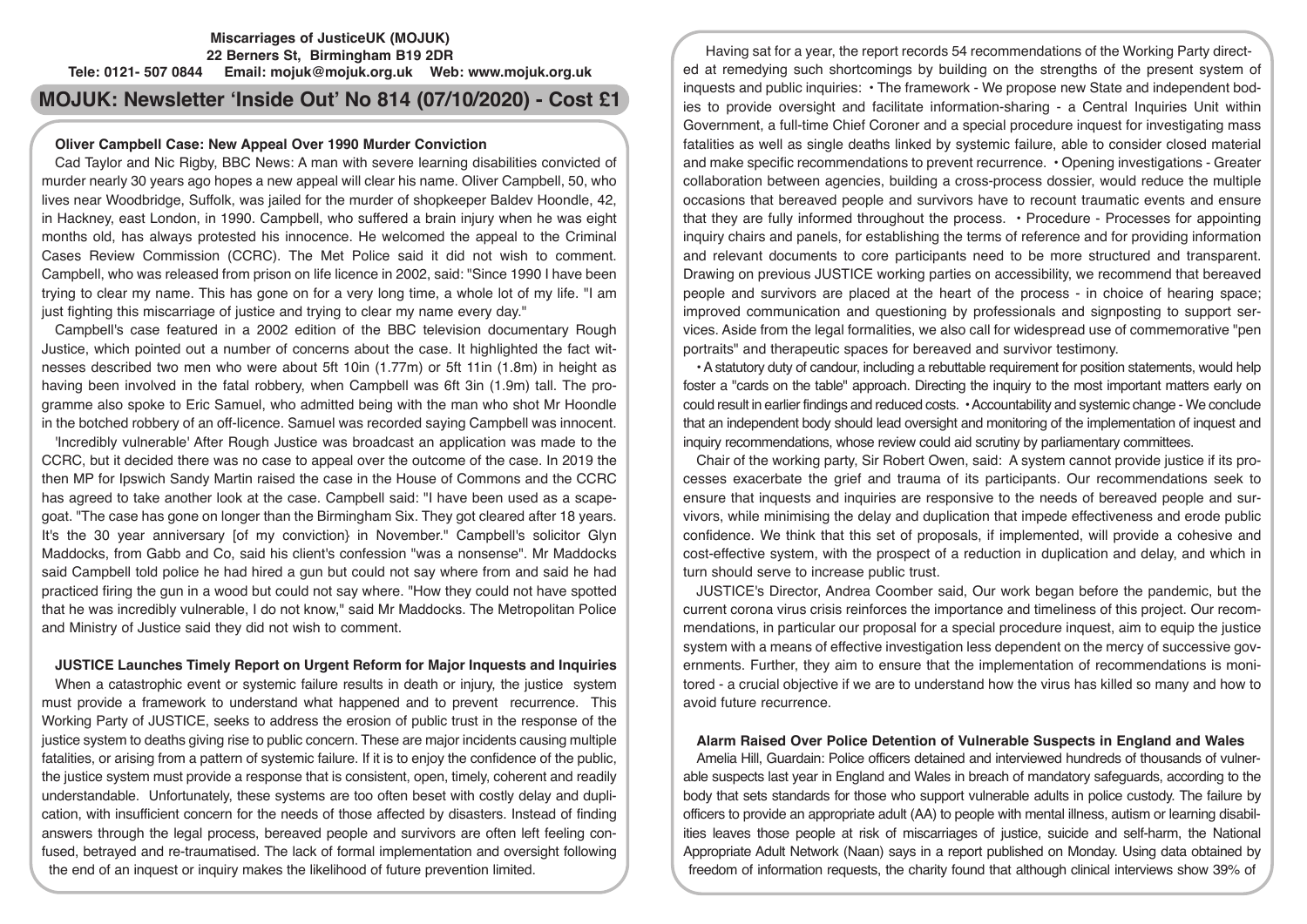**Miscarriages of JusticeUK (MOJUK)**
**22 Berners St, Birmingham B19 2DR**
**Tele: 0121- 507 0844 Email: mojuk@mojuk.org.uk Web: www.mojuk.org.uk**

# MOJUK: Newsletter 'Inside Out' No 814 (07/10/2020) - Cost £1

## Oliver Campbell Case: New Appeal Over 1990 Murder Conviction

Cad Taylor and Nic Rigby, BBC News: A man with severe learning disabilities convicted of murder nearly 30 years ago hopes a new appeal will clear his name. Oliver Campbell, 50, who lives near Woodbridge, Suffolk, was jailed for the murder of shopkeeper Baldev Hoondle, 42, in Hackney, east London, in 1990. Campbell, who suffered a brain injury when he was eight months old, has always protested his innocence. He welcomed the appeal to the Criminal Cases Review Commission (CCRC). The Met Police said it did not wish to comment. Campbell, who was released from prison on life licence in 2002, said: "Since 1990 I have been trying to clear my name. This has gone on for a very long time, a whole lot of my life. "I am just fighting this miscarriage of justice and trying to clear my name every day."

Campbell's case featured in a 2002 edition of the BBC television documentary Rough Justice, which pointed out a number of concerns about the case. It highlighted the fact witnesses described two men who were about 5ft 10in (1.77m) or 5ft 11in (1.8m) in height as having been involved in the fatal robbery, when Campbell was 6ft 3in (1.9m) tall. The programme also spoke to Eric Samuel, who admitted being with the man who shot Mr Hoondle in the botched robbery of an off-licence. Samuel was recorded saying Campbell was innocent.

'Incredibly vulnerable' After Rough Justice was broadcast an application was made to the CCRC, but it decided there was no case to appeal over the outcome of the case. In 2019 the then MP for Ipswich Sandy Martin raised the case in the House of Commons and the CCRC has agreed to take another look at the case. Campbell said: "I have been used as a scapegoat. "The case has gone on longer than the Birmingham Six. They got cleared after 18 years. It's the 30 year anniversary [of my conviction} in November." Campbell's solicitor Glyn Maddocks, from Gabb and Co, said his client's confession "was a nonsense". Mr Maddocks said Campbell told police he had hired a gun but could not say where from and said he had practiced firing the gun in a wood but could not say where. "How they could not have spotted that he was incredibly vulnerable, I do not know," said Mr Maddocks. The Metropolitan Police and Ministry of Justice said they did not wish to comment.

## JUSTICE Launches Timely Report on Urgent Reform for Major Inquests and Inquiries

When a catastrophic event or systemic failure results in death or injury, the justice system must provide a framework to understand what happened and to prevent recurrence. This Working Party of JUSTICE, seeks to address the erosion of public trust in the response of the justice system to deaths giving rise to public concern. These are major incidents causing multiple fatalities, or arising from a pattern of systemic failure. If it is to enjoy the confidence of the public, the justice system must provide a response that is consistent, open, timely, coherent and readily understandable. Unfortunately, these systems are too often beset with costly delay and duplication, with insufficient concern for the needs of those affected by disasters. Instead of finding answers through the legal process, bereaved people and survivors are often left feeling confused, betrayed and re-traumatised. The lack of formal implementation and oversight following the end of an inquest or inquiry makes the likelihood of future prevention limited.

Having sat for a year, the report records 54 recommendations of the Working Party directed at remedying such shortcomings by building on the strengths of the present system of inquests and public inquiries: • The framework - We propose new State and independent bodies to provide oversight and facilitate information-sharing - a Central Inquiries Unit within Government, a full-time Chief Coroner and a special procedure inquest for investigating mass fatalities as well as single deaths linked by systemic failure, able to consider closed material and make specific recommendations to prevent recurrence. • Opening investigations - Greater collaboration between agencies, building a cross-process dossier, would reduce the multiple occasions that bereaved people and survivors have to recount traumatic events and ensure that they are fully informed throughout the process. • Procedure - Processes for appointing inquiry chairs and panels, for establishing the terms of reference and for providing information and relevant documents to core participants need to be more structured and transparent. Drawing on previous JUSTICE working parties on accessibility, we recommend that bereaved people and survivors are placed at the heart of the process - in choice of hearing space; improved communication and questioning by professionals and signposting to support services. Aside from the legal formalities, we also call for widespread use of commemorative "pen portraits" and therapeutic spaces for bereaved and survivor testimony.

• A statutory duty of candour, including a rebuttable requirement for position statements, would help foster a "cards on the table" approach. Directing the inquiry to the most important matters early on could result in earlier findings and reduced costs. • Accountability and systemic change - We conclude that an independent body should lead oversight and monitoring of the implementation of inquest and inquiry recommendations, whose review could aid scrutiny by parliamentary committees.

Chair of the working party, Sir Robert Owen, said: A system cannot provide justice if its processes exacerbate the grief and trauma of its participants. Our recommendations seek to ensure that inquests and inquiries are responsive to the needs of bereaved people and survivors, while minimising the delay and duplication that impede effectiveness and erode public confidence. We think that this set of proposals, if implemented, will provide a cohesive and cost-effective system, with the prospect of a reduction in duplication and delay, and which in turn should serve to increase public trust.

JUSTICE's Director, Andrea Coomber said, Our work began before the pandemic, but the current corona virus crisis reinforces the importance and timeliness of this project. Our recommendations, in particular our proposal for a special procedure inquest, aim to equip the justice system with a means of effective investigation less dependent on the mercy of successive governments. Further, they aim to ensure that the implementation of recommendations is monitored - a crucial objective if we are to understand how the virus has killed so many and how to avoid future recurrence.

## Alarm Raised Over Police Detention of Vulnerable Suspects in England and Wales

Amelia Hill, Guardian: Police officers detained and interviewed hundreds of thousands of vulnerable suspects last year in England and Wales in breach of mandatory safeguards, according to the body that sets standards for those who support vulnerable adults in police custody. The failure by officers to provide an appropriate adult (AA) to people with mental illness, autism or learning disabilities leaves those people at risk of miscarriages of justice, suicide and self-harm, the National Appropriate Adult Network (Naan) says in a report published on Monday. Using data obtained by freedom of information requests, the charity found that although clinical interviews show 39% of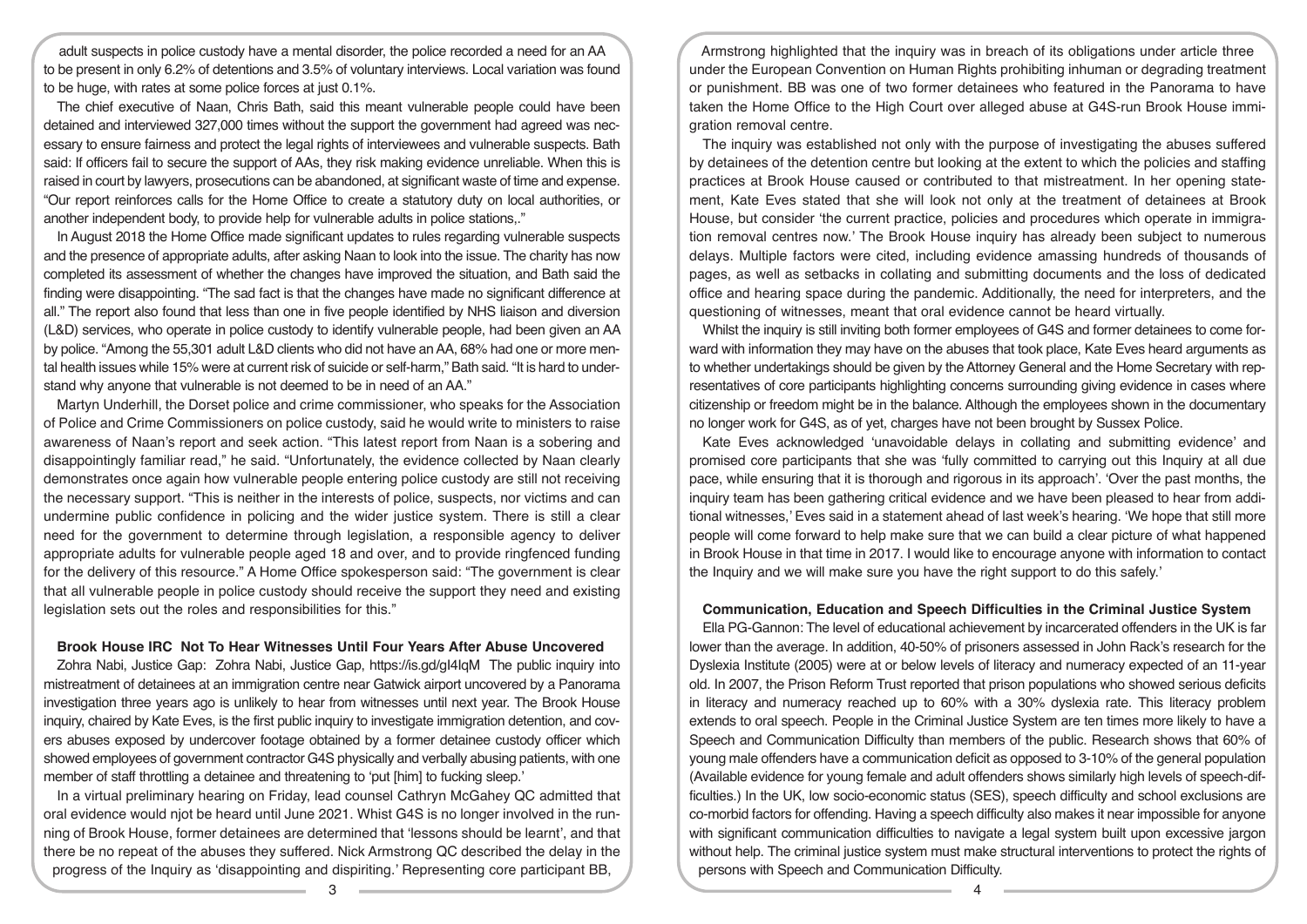adult suspects in police custody have a mental disorder, the police recorded a need for an AA to be present in only 6.2% of detentions and 3.5% of voluntary interviews. Local variation was found to be huge, with rates at some police forces at just 0.1%.

The chief executive of Naan, Chris Bath, said this meant vulnerable people could have been detained and interviewed 327,000 times without the support the government had agreed was necessary to ensure fairness and protect the legal rights of interviewees and vulnerable suspects. Bath said: If officers fail to secure the support of AAs, they risk making evidence unreliable. When this is raised in court by lawyers, prosecutions can be abandoned, at significant waste of time and expense. "Our report reinforces calls for the Home Office to create a statutory duty on local authorities, or another independent body, to provide help for vulnerable adults in police stations,."

In August 2018 the Home Office made significant updates to rules regarding vulnerable suspects and the presence of appropriate adults, after asking Naan to look into the issue. The charity has now completed its assessment of whether the changes have improved the situation, and Bath said the finding were disappointing. "The sad fact is that the changes have made no significant difference at all." The report also found that less than one in five people identified by NHS liaison and diversion (L&D) services, who operate in police custody to identify vulnerable people, had been given an AA by police. "Among the 55,301 adult L&D clients who did not have an AA, 68% had one or more mental health issues while 15% were at current risk of suicide or self-harm," Bath said. "It is hard to understand why anyone that vulnerable is not deemed to be in need of an AA."

Martyn Underhill, the Dorset police and crime commissioner, who speaks for the Association of Police and Crime Commissioners on police custody, said he would write to ministers to raise awareness of Naan's report and seek action. "This latest report from Naan is a sobering and disappointingly familiar read," he said. "Unfortunately, the evidence collected by Naan clearly demonstrates once again how vulnerable people entering police custody are still not receiving the necessary support. "This is neither in the interests of police, suspects, nor victims and can undermine public confidence in policing and the wider justice system. There is still a clear need for the government to determine through legislation, a responsible agency to deliver appropriate adults for vulnerable people aged 18 and over, and to provide ringfenced funding for the delivery of this resource." A Home Office spokesperson said: "The government is clear that all vulnerable people in police custody should receive the support they need and existing legislation sets out the roles and responsibilities for this."

## Brook House IRC Not To Hear Witnesses Until Four Years After Abuse Uncovered

Zohra Nabi, Justice Gap: Zohra Nabi, Justice Gap, https://is.gd/gI4lqM The public inquiry into mistreatment of detainees at an immigration centre near Gatwick airport uncovered by a Panorama investigation three years ago is unlikely to hear from witnesses until next year. The Brook House inquiry, chaired by Kate Eves, is the first public inquiry to investigate immigration detention, and covers abuses exposed by undercover footage obtained by a former detainee custody officer which showed employees of government contractor G4S physically and verbally abusing patients, with one member of staff throttling a detainee and threatening to 'put [him] to fucking sleep.'

In a virtual preliminary hearing on Friday, lead counsel Cathryn McGahey QC admitted that oral evidence would njot be heard until June 2021. Whist G4S is no longer involved in the running of Brook House, former detainees are determined that 'lessons should be learnt', and that there be no repeat of the abuses they suffered. Nick Armstrong QC described the delay in the progress of the Inquiry as 'disappointing and dispiriting.' Representing core participant BB, Armstrong highlighted that the inquiry was in breach of its obligations under article three under the European Convention on Human Rights prohibiting inhuman or degrading treatment or punishment. BB was one of two former detainees who featured in the Panorama to have taken the Home Office to the High Court over alleged abuse at G4S-run Brook House immigration removal centre.

The inquiry was established not only with the purpose of investigating the abuses suffered by detainees of the detention centre but looking at the extent to which the policies and staffing practices at Brook House caused or contributed to that mistreatment. In her opening statement, Kate Eves stated that she will look not only at the treatment of detainees at Brook House, but consider 'the current practice, policies and procedures which operate in immigration removal centres now.' The Brook House inquiry has already been subject to numerous delays. Multiple factors were cited, including evidence amassing hundreds of thousands of pages, as well as setbacks in collating and submitting documents and the loss of dedicated office and hearing space during the pandemic. Additionally, the need for interpreters, and the questioning of witnesses, meant that oral evidence cannot be heard virtually.

Whilst the inquiry is still inviting both former employees of G4S and former detainees to come forward with information they may have on the abuses that took place, Kate Eves heard arguments as to whether undertakings should be given by the Attorney General and the Home Secretary with representatives of core participants highlighting concerns surrounding giving evidence in cases where citizenship or freedom might be in the balance. Although the employees shown in the documentary no longer work for G4S, as of yet, charges have not been brought by Sussex Police.

Kate Eves acknowledged 'unavoidable delays in collating and submitting evidence' and promised core participants that she was 'fully committed to carrying out this Inquiry at all due pace, while ensuring that it is thorough and rigorous in its approach'. 'Over the past months, the inquiry team has been gathering critical evidence and we have been pleased to hear from additional witnesses,' Eves said in a statement ahead of last week's hearing. 'We hope that still more people will come forward to help make sure that we can build a clear picture of what happened in Brook House in that time in 2017. I would like to encourage anyone with information to contact the Inquiry and we will make sure you have the right support to do this safely.'

## Communication, Education and Speech Difficulties in the Criminal Justice System

Ella PG-Gannon: The level of educational achievement by incarcerated offenders in the UK is far lower than the average. In addition, 40-50% of prisoners assessed in John Rack's research for the Dyslexia Institute (2005) were at or below levels of literacy and numeracy expected of an 11-year old. In 2007, the Prison Reform Trust reported that prison populations who showed serious deficits in literacy and numeracy reached up to 60% with a 30% dyslexia rate. This literacy problem extends to oral speech. People in the Criminal Justice System are ten times more likely to have a Speech and Communication Difficulty than members of the public. Research shows that 60% of young male offenders have a communication deficit as opposed to 3-10% of the general population (Available evidence for young female and adult offenders shows similarly high levels of speech-difficulties.) In the UK, low socio-economic status (SES), speech difficulty and school exclusions are co-morbid factors for offending. Having a speech difficulty also makes it near impossible for anyone with significant communication difficulties to navigate a legal system built upon excessive jargon without help. The criminal justice system must make structural interventions to protect the rights of persons with Speech and Communication Difficulty.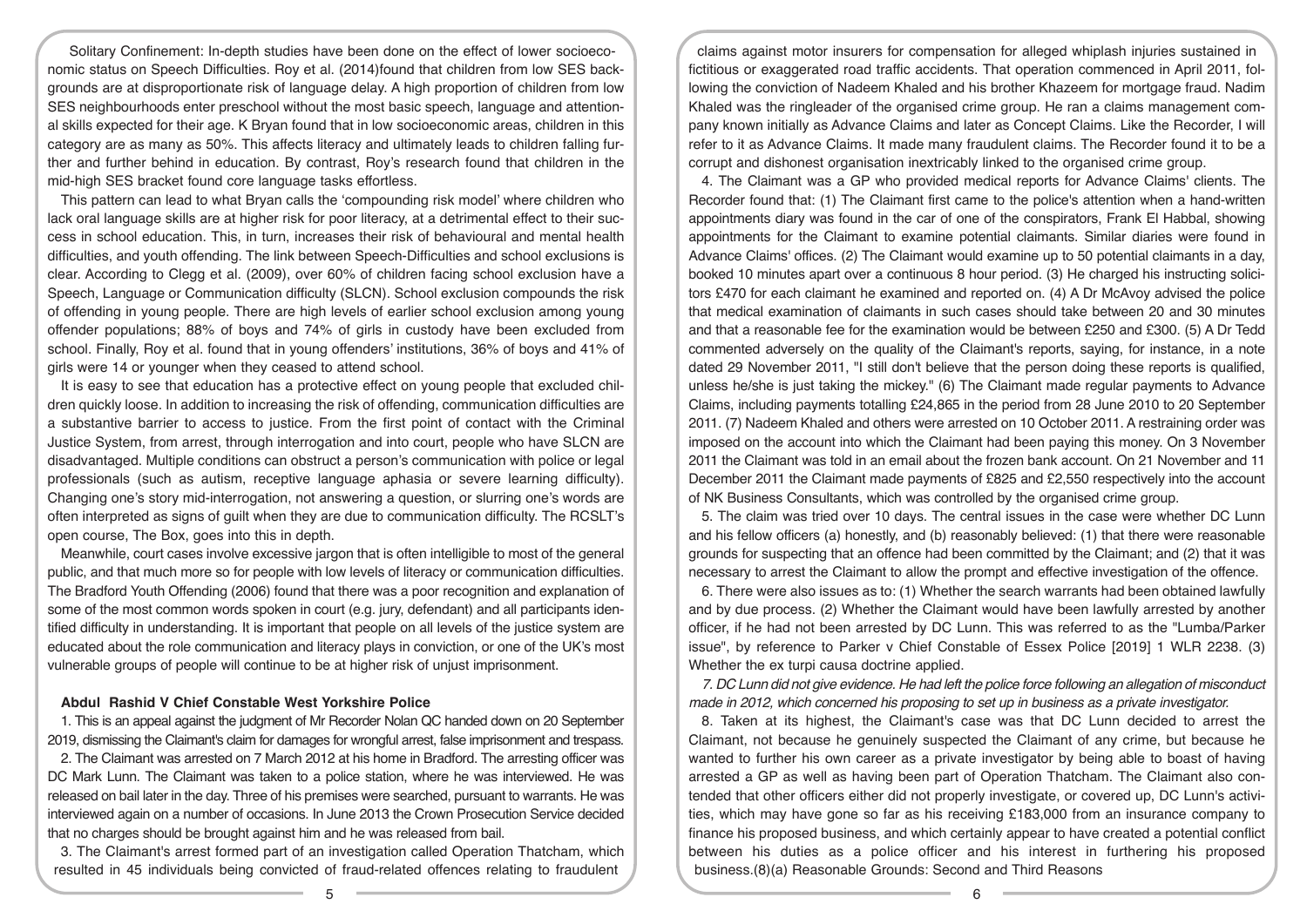Solitary Confinement: In-depth studies have been done on the effect of lower socioeconomic status on Speech Difficulties. Roy et al. (2014)found that children from low SES backgrounds are at disproportionate risk of language delay. A high proportion of children from low SES neighbourhoods enter preschool without the most basic speech, language and attentional skills expected for their age. K Bryan found that in low socioeconomic areas, children in this category are as many as 50%. This affects literacy and ultimately leads to children falling further and further behind in education. By contrast, Roy's research found that children in the mid-high SES bracket found core language tasks effortless.

This pattern can lead to what Bryan calls the 'compounding risk model' where children who lack oral language skills are at higher risk for poor literacy, at a detrimental effect to their success in school education. This, in turn, increases their risk of behavioural and mental health difficulties, and youth offending. The link between Speech-Difficulties and school exclusions is clear. According to Clegg et al. (2009), over 60% of children facing school exclusion have a Speech, Language or Communication difficulty (SLCN). School exclusion compounds the risk of offending in young people. There are high levels of earlier school exclusion among young offender populations; 88% of boys and 74% of girls in custody have been excluded from school. Finally, Roy et al. found that in young offenders' institutions, 36% of boys and 41% of girls were 14 or younger when they ceased to attend school.

It is easy to see that education has a protective effect on young people that excluded children quickly loose. In addition to increasing the risk of offending, communication difficulties are a substantive barrier to access to justice. From the first point of contact with the Criminal Justice System, from arrest, through interrogation and into court, people who have SLCN are disadvantaged. Multiple conditions can obstruct a person's communication with police or legal professionals (such as autism, receptive language aphasia or severe learning difficulty). Changing one's story mid-interrogation, not answering a question, or slurring one's words are often interpreted as signs of guilt when they are due to communication difficulty. The RCSLT's open course, The Box, goes into this in depth.

Meanwhile, court cases involve excessive jargon that is often intelligible to most of the general public, and that much more so for people with low levels of literacy or communication difficulties. The Bradford Youth Offending (2006) found that there was a poor recognition and explanation of some of the most common words spoken in court (e.g. jury, defendant) and all participants identified difficulty in understanding. It is important that people on all levels of the justice system are educated about the role communication and literacy plays in conviction, or one of the UK's most vulnerable groups of people will continue to be at higher risk of unjust imprisonment.

### Abdul Rashid V Chief Constable West Yorkshire Police

1. This is an appeal against the judgment of Mr Recorder Nolan QC handed down on 20 September 2019, dismissing the Claimant's claim for damages for wrongful arrest, false imprisonment and trespass.

2. The Claimant was arrested on 7 March 2012 at his home in Bradford. The arresting officer was DC Mark Lunn. The Claimant was taken to a police station, where he was interviewed. He was released on bail later in the day. Three of his premises were searched, pursuant to warrants. He was interviewed again on a number of occasions. In June 2013 the Crown Prosecution Service decided that no charges should be brought against him and he was released from bail.

3. The Claimant's arrest formed part of an investigation called Operation Thatcham, which resulted in 45 individuals being convicted of fraud-related offences relating to fraudulent claims against motor insurers for compensation for alleged whiplash injuries sustained in fictitious or exaggerated road traffic accidents. That operation commenced in April 2011, following the conviction of Nadeem Khaled and his brother Khazeem for mortgage fraud. Nadim Khaled was the ringleader of the organised crime group. He ran a claims management company known initially as Advance Claims and later as Concept Claims. Like the Recorder, I will refer to it as Advance Claims. It made many fraudulent claims. The Recorder found it to be a corrupt and dishonest organisation inextricably linked to the organised crime group.

4. The Claimant was a GP who provided medical reports for Advance Claims' clients. The Recorder found that: (1) The Claimant first came to the police's attention when a hand-written appointments diary was found in the car of one of the conspirators, Frank El Habbal, showing appointments for the Claimant to examine potential claimants. Similar diaries were found in Advance Claims' offices. (2) The Claimant would examine up to 50 potential claimants in a day, booked 10 minutes apart over a continuous 8 hour period. (3) He charged his instructing solicitors £470 for each claimant he examined and reported on. (4) A Dr McAvoy advised the police that medical examination of claimants in such cases should take between 20 and 30 minutes and that a reasonable fee for the examination would be between £250 and £300. (5) A Dr Tedd commented adversely on the quality of the Claimant's reports, saying, for instance, in a note dated 29 November 2011, "I still don't believe that the person doing these reports is qualified, unless he/she is just taking the mickey." (6) The Claimant made regular payments to Advance Claims, including payments totalling £24,865 in the period from 28 June 2010 to 20 September 2011. (7) Nadeem Khaled and others were arrested on 10 October 2011. A restraining order was imposed on the account into which the Claimant had been paying this money. On 3 November 2011 the Claimant was told in an email about the frozen bank account. On 21 November and 11 December 2011 the Claimant made payments of £825 and £2,550 respectively into the account of NK Business Consultants, which was controlled by the organised crime group.

5. The claim was tried over 10 days. The central issues in the case were whether DC Lunn and his fellow officers (a) honestly, and (b) reasonably believed: (1) that there were reasonable grounds for suspecting that an offence had been committed by the Claimant; and (2) that it was necessary to arrest the Claimant to allow the prompt and effective investigation of the offence.

6. There were also issues as to: (1) Whether the search warrants had been obtained lawfully and by due process. (2) Whether the Claimant would have been lawfully arrested by another officer, if he had not been arrested by DC Lunn. This was referred to as the "Lumba/Parker issue", by reference to Parker v Chief Constable of Essex Police [2019] 1 WLR 2238. (3) Whether the ex turpi causa doctrine applied.

*7. DC Lunn did not give evidence. He had left the police force following an allegation of misconduct made in 2012, which concerned his proposing to set up in business as a private investigator.*

8. Taken at its highest, the Claimant's case was that DC Lunn decided to arrest the Claimant, not because he genuinely suspected the Claimant of any crime, but because he wanted to further his own career as a private investigator by being able to boast of having arrested a GP as well as having been part of Operation Thatcham. The Claimant also contended that other officers either did not properly investigate, or covered up, DC Lunn's activities, which may have gone so far as his receiving £183,000 from an insurance company to finance his proposed business, and which certainly appear to have created a potential conflict between his duties as a police officer and his interest in furthering his proposed business.(8)(a) Reasonable Grounds: Second and Third Reasons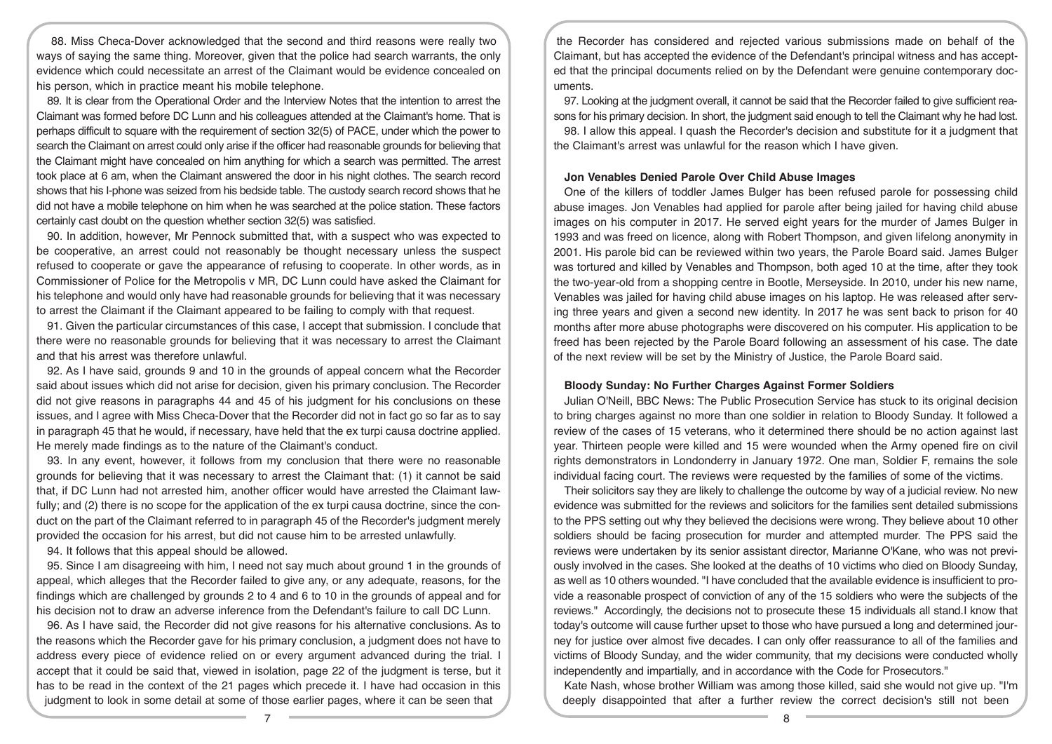88. Miss Checa-Dover acknowledged that the second and third reasons were really two ways of saying the same thing. Moreover, given that the police had search warrants, the only evidence which could necessitate an arrest of the Claimant would be evidence concealed on his person, which in practice meant his mobile telephone.

89. It is clear from the Operational Order and the Interview Notes that the intention to arrest the Claimant was formed before DC Lunn and his colleagues attended at the Claimant's home. That is perhaps difficult to square with the requirement of section 32(5) of PACE, under which the power to search the Claimant on arrest could only arise if the officer had reasonable grounds for believing that the Claimant might have concealed on him anything for which a search was permitted. The arrest took place at 6 am, when the Claimant answered the door in his night clothes. The search record shows that his I-phone was seized from his bedside table. The custody search record shows that he did not have a mobile telephone on him when he was searched at the police station. These factors certainly cast doubt on the question whether section 32(5) was satisfied.

90. In addition, however, Mr Pennock submitted that, with a suspect who was expected to be cooperative, an arrest could not reasonably be thought necessary unless the suspect refused to cooperate or gave the appearance of refusing to cooperate. In other words, as in Commissioner of Police for the Metropolis v MR, DC Lunn could have asked the Claimant for his telephone and would only have had reasonable grounds for believing that it was necessary to arrest the Claimant if the Claimant appeared to be failing to comply with that request.

91. Given the particular circumstances of this case, I accept that submission. I conclude that there were no reasonable grounds for believing that it was necessary to arrest the Claimant and that his arrest was therefore unlawful.

92. As I have said, grounds 9 and 10 in the grounds of appeal concern what the Recorder said about issues which did not arise for decision, given his primary conclusion. The Recorder did not give reasons in paragraphs 44 and 45 of his judgment for his conclusions on these issues, and I agree with Miss Checa-Dover that the Recorder did not in fact go so far as to say in paragraph 45 that he would, if necessary, have held that the ex turpi causa doctrine applied. He merely made findings as to the nature of the Claimant's conduct.

93. In any event, however, it follows from my conclusion that there were no reasonable grounds for believing that it was necessary to arrest the Claimant that: (1) it cannot be said that, if DC Lunn had not arrested him, another officer would have arrested the Claimant lawfully; and (2) there is no scope for the application of the ex turpi causa doctrine, since the conduct on the part of the Claimant referred to in paragraph 45 of the Recorder's judgment merely provided the occasion for his arrest, but did not cause him to be arrested unlawfully.

94. It follows that this appeal should be allowed.

95. Since I am disagreeing with him, I need not say much about ground 1 in the grounds of appeal, which alleges that the Recorder failed to give any, or any adequate, reasons, for the findings which are challenged by grounds 2 to 4 and 6 to 10 in the grounds of appeal and for his decision not to draw an adverse inference from the Defendant's failure to call DC Lunn.

96. As I have said, the Recorder did not give reasons for his alternative conclusions. As to the reasons which the Recorder gave for his primary conclusion, a judgment does not have to address every piece of evidence relied on or every argument advanced during the trial. I accept that it could be said that, viewed in isolation, page 22 of the judgment is terse, but it has to be read in the context of the 21 pages which precede it. I have had occasion in this judgment to look in some detail at some of those earlier pages, where it can be seen that the Recorder has considered and rejected various submissions made on behalf of the Claimant, but has accepted the evidence of the Defendant's principal witness and has accepted that the principal documents relied on by the Defendant were genuine contemporary documents.

97. Looking at the judgment overall, it cannot be said that the Recorder failed to give sufficient reasons for his primary decision. In short, the judgment said enough to tell the Claimant why he had lost.

98. I allow this appeal. I quash the Recorder's decision and substitute for it a judgment that the Claimant's arrest was unlawful for the reason which I have given.

**Jon Venables Denied Parole Over Child Abuse Images**

One of the killers of toddler James Bulger has been refused parole for possessing child abuse images. Jon Venables had applied for parole after being jailed for having child abuse images on his computer in 2017. He served eight years for the murder of James Bulger in 1993 and was freed on licence, along with Robert Thompson, and given lifelong anonymity in 2001. His parole bid can be reviewed within two years, the Parole Board said. James Bulger was tortured and killed by Venables and Thompson, both aged 10 at the time, after they took the two-year-old from a shopping centre in Bootle, Merseyside. In 2010, under his new name, Venables was jailed for having child abuse images on his laptop. He was released after serving three years and given a second new identity. In 2017 he was sent back to prison for 40 months after more abuse photographs were discovered on his computer. His application to be freed has been rejected by the Parole Board following an assessment of his case. The date of the next review will be set by the Ministry of Justice, the Parole Board said.

**Bloody Sunday: No Further Charges Against Former Soldiers**

Julian O'Neill, BBC News: The Public Prosecution Service has stuck to its original decision to bring charges against no more than one soldier in relation to Bloody Sunday. It followed a review of the cases of 15 veterans, who it determined there should be no action against last year. Thirteen people were killed and 15 were wounded when the Army opened fire on civil rights demonstrators in Londonderry in January 1972. One man, Soldier F, remains the sole individual facing court. The reviews were requested by the families of some of the victims.

Their solicitors say they are likely to challenge the outcome by way of a judicial review. No new evidence was submitted for the reviews and solicitors for the families sent detailed submissions to the PPS setting out why they believed the decisions were wrong. They believe about 10 other soldiers should be facing prosecution for murder and attempted murder. The PPS said the reviews were undertaken by its senior assistant director, Marianne O'Kane, who was not previously involved in the cases. She looked at the deaths of 10 victims who died on Bloody Sunday, as well as 10 others wounded. "I have concluded that the available evidence is insufficient to provide a reasonable prospect of conviction of any of the 15 soldiers who were the subjects of the reviews." Accordingly, the decisions not to prosecute these 15 individuals all stand.I know that today's outcome will cause further upset to those who have pursued a long and determined journey for justice over almost five decades. I can only offer reassurance to all of the families and victims of Bloody Sunday, and the wider community, that my decisions were conducted wholly independently and impartially, and in accordance with the Code for Prosecutors."

Kate Nash, whose brother William was among those killed, said she would not give up. "I'm deeply disappointed that after a further review the correct decision's still not been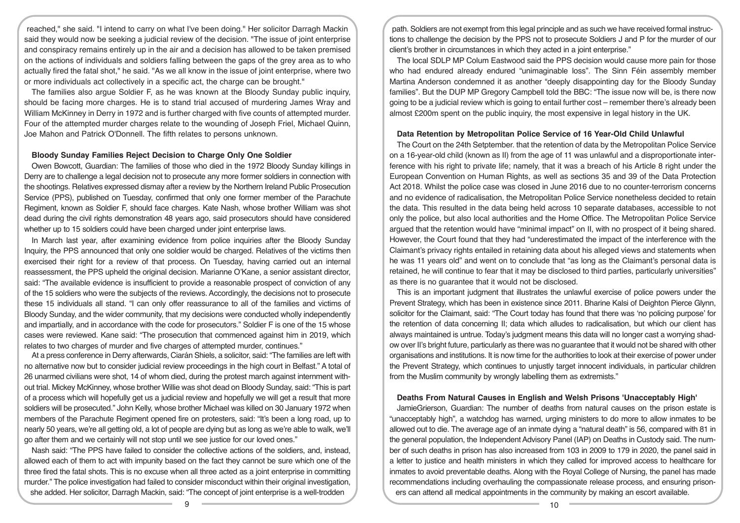reached," she said. "I intend to carry on what I've been doing." Her solicitor Darragh Mackin said they would now be seeking a judicial review of the decision. "The issue of joint enterprise and conspiracy remains entirely up in the air and a decision has allowed to be taken premised on the actions of individuals and soldiers falling between the gaps of the grey area as to who actually fired the fatal shot," he said. "As we all know in the issue of joint enterprise, where two or more individuals act collectively in a specific act, the charge can be brought."

The families also argue Soldier F, as he was known at the Bloody Sunday public inquiry, should be facing more charges. He is to stand trial accused of murdering James Wray and William McKinney in Derry in 1972 and is further charged with five counts of attempted murder. Four of the attempted murder charges relate to the wounding of Joseph Friel, Michael Quinn, Joe Mahon and Patrick O'Donnell. The fifth relates to persons unknown.

### Bloody Sunday Families Reject Decision to Charge Only One Soldier

Owen Bowcott, Guardian: The families of those who died in the 1972 Bloody Sunday killings in Derry are to challenge a legal decision not to prosecute any more former soldiers in connection with the shootings. Relatives expressed dismay after a review by the Northern Ireland Public Prosecution Service (PPS), published on Tuesday, confirmed that only one former member of the Parachute Regiment, known as Soldier F, should face charges. Kate Nash, whose brother William was shot dead during the civil rights demonstration 48 years ago, said prosecutors should have considered whether up to 15 soldiers could have been charged under joint enterprise laws.

In March last year, after examining evidence from police inquiries after the Bloody Sunday Inquiry, the PPS announced that only one soldier would be charged. Relatives of the victims then exercised their right for a review of that process. On Tuesday, having carried out an internal reassessment, the PPS upheld the original decision. Marianne O'Kane, a senior assistant director, said: "The available evidence is insufficient to provide a reasonable prospect of conviction of any of the 15 soldiers who were the subjects of the reviews. Accordingly, the decisions not to prosecute these 15 individuals all stand. "I can only offer reassurance to all of the families and victims of Bloody Sunday, and the wider community, that my decisions were conducted wholly independently and impartially, and in accordance with the code for prosecutors." Soldier F is one of the 15 whose cases were reviewed. Kane said: "The prosecution that commenced against him in 2019, which relates to two charges of murder and five charges of attempted murder, continues."

At a press conference in Derry afterwards, Ciarán Shiels, a solicitor, said: "The families are left with no alternative now but to consider judicial review proceedings in the high court in Belfast." A total of 26 unarmed civilians were shot, 14 of whom died, during the protest march against internment without trial. Mickey McKinney, whose brother Willie was shot dead on Bloody Sunday, said: "This is part of a process which will hopefully get us a judicial review and hopefully we will get a result that more soldiers will be prosecuted." John Kelly, whose brother Michael was killed on 30 January 1972 when members of the Parachute Regiment opened fire on protesters, said: "It's been a long road, up to nearly 50 years, we're all getting old, a lot of people are dying but as long as we're able to walk, we'll go after them and we certainly will not stop until we see justice for our loved ones."

Nash said: "The PPS have failed to consider the collective actions of the soldiers, and, instead, allowed each of them to act with impunity based on the fact they cannot be sure which one of the three fired the fatal shots. This is no excuse when all three acted as a joint enterprise in committing murder." The police investigation had failed to consider misconduct within their original investigation, she added. Her solicitor, Darragh Mackin, said: "The concept of joint enterprise is a well-trodden path. Soldiers are not exempt from this legal principle and as such we have received formal instructions to challenge the decision by the PPS not to prosecute Soldiers J and P for the murder of our client's brother in circumstances in which they acted in a joint enterprise."

The local SDLP MP Colum Eastwood said the PPS decision would cause more pain for those who had endured already endured "unimaginable loss". The Sinn Féin assembly member Martina Anderson condemned it as another "deeply disappointing day for the Bloody Sunday families". But the DUP MP Gregory Campbell told the BBC: "The issue now will be, is there now going to be a judicial review which is going to entail further cost – remember there's already been almost £200m spent on the public inquiry, the most expensive in legal history in the UK.

### Data Retention by Metropolitan Police Service of 16 Year-Old Child Unlawful

The Court on the 24th Setptember. that the retention of data by the Metropolitan Police Service on a 16-year-old child (known as II) from the age of 11 was unlawful and a disproportionate interference with his right to private life; namely, that it was a breach of his Article 8 right under the European Convention on Human Rights, as well as sections 35 and 39 of the Data Protection Act 2018. Whilst the police case was closed in June 2016 due to no counter-terrorism concerns and no evidence of radicalisation, the Metropolitan Police Service nonetheless decided to retain the data. This resulted in the data being held across 10 separate databases, accessible to not only the police, but also local authorities and the Home Office. The Metropolitan Police Service argued that the retention would have "minimal impact" on II, with no prospect of it being shared. However, the Court found that they had "underestimated the impact of the interference with the Claimant's privacy rights entailed in retaining data about his alleged views and statements when he was 11 years old" and went on to conclude that "as long as the Claimant's personal data is retained, he will continue to fear that it may be disclosed to third parties, particularly universities" as there is no guarantee that it would not be disclosed.

This is an important judgment that illustrates the unlawful exercise of police powers under the Prevent Strategy, which has been in existence since 2011. Bharine Kalsi of Deighton Pierce Glynn, solicitor for the Claimant, said: "The Court today has found that there was 'no policing purpose' for the retention of data concerning II; data which alludes to radicalisation, but which our client has always maintained is untrue. Today's judgment means this data will no longer cast a worrying shadow over II's bright future, particularly as there was no guarantee that it would not be shared with other organisations and institutions. It is now time for the authorities to look at their exercise of power under the Prevent Strategy, which continues to unjustly target innocent individuals, in particular children from the Muslim community by wrongly labelling them as extremists."

### Deaths From Natural Causes in English and Welsh Prisons 'Unacceptably High'

JamieGrierson, Guardian: The number of deaths from natural causes on the prison estate is "unacceptably high", a watchdog has warned, urging ministers to do more to allow inmates to be allowed out to die. The average age of an inmate dying a "natural death" is 56, compared with 81 in the general population, the Independent Advisory Panel (IAP) on Deaths in Custody said. The number of such deaths in prison has also increased from 103 in 2009 to 179 in 2020, the panel said in a letter to justice and health ministers in which they called for improved access to healthcare for inmates to avoid preventable deaths. Along with the Royal College of Nursing, the panel has made recommendations including overhauling the compassionate release process, and ensuring prisoners can attend all medical appointments in the community by making an escort available.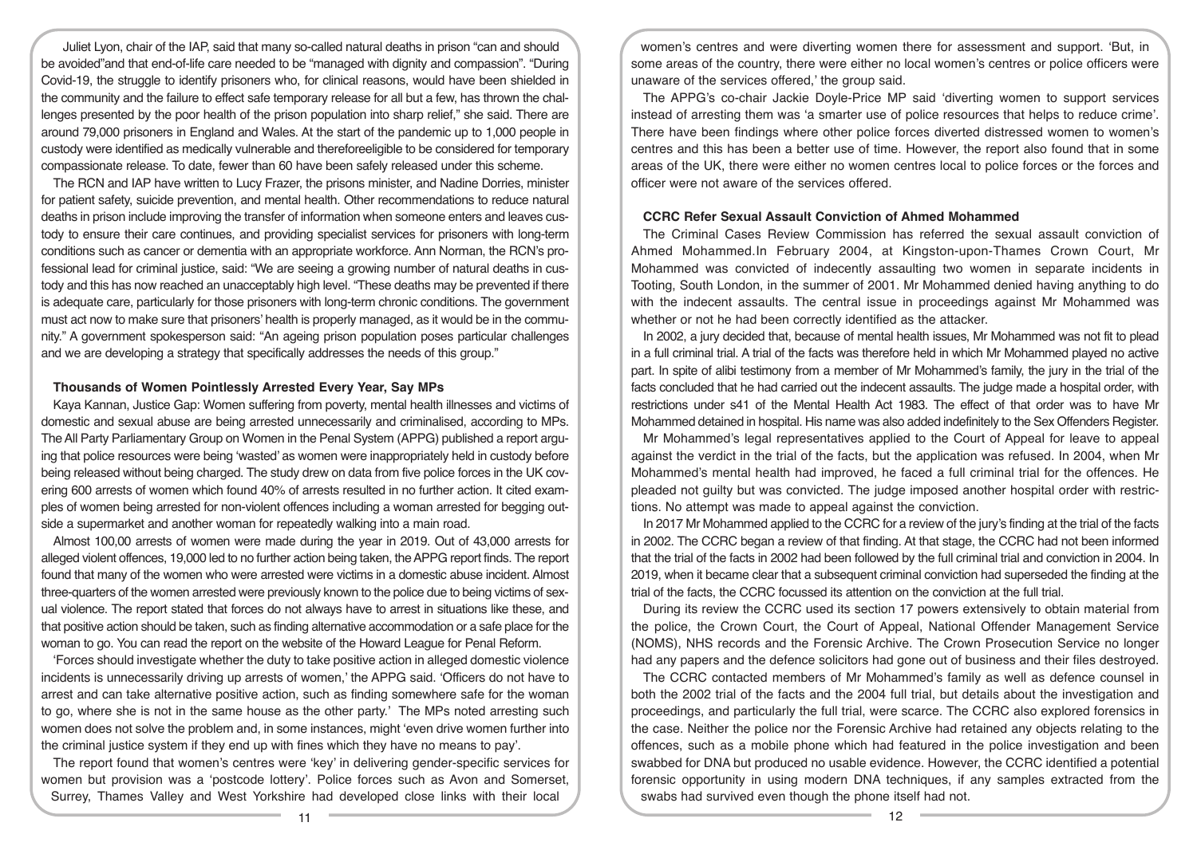Juliet Lyon, chair of the IAP, said that many so-called natural deaths in prison "can and should be avoided"and that end-of-life care needed to be "managed with dignity and compassion". "During Covid-19, the struggle to identify prisoners who, for clinical reasons, would have been shielded in the community and the failure to effect safe temporary release for all but a few, has thrown the challenges presented by the poor health of the prison population into sharp relief," she said. There are around 79,000 prisoners in England and Wales. At the start of the pandemic up to 1,000 people in custody were identified as medically vulnerable and thereforeeligible to be considered for temporary compassionate release. To date, fewer than 60 have been safely released under this scheme.

The RCN and IAP have written to Lucy Frazer, the prisons minister, and Nadine Dorries, minister for patient safety, suicide prevention, and mental health. Other recommendations to reduce natural deaths in prison include improving the transfer of information when someone enters and leaves custody to ensure their care continues, and providing specialist services for prisoners with long-term conditions such as cancer or dementia with an appropriate workforce. Ann Norman, the RCN's professional lead for criminal justice, said: "We are seeing a growing number of natural deaths in custody and this has now reached an unacceptably high level. "These deaths may be prevented if there is adequate care, particularly for those prisoners with long-term chronic conditions. The government must act now to make sure that prisoners' health is properly managed, as it would be in the community." A government spokesperson said: "An ageing prison population poses particular challenges and we are developing a strategy that specifically addresses the needs of this group."

### Thousands of Women Pointlessly Arrested Every Year, Say MPs

Kaya Kannan, Justice Gap: Women suffering from poverty, mental health illnesses and victims of domestic and sexual abuse are being arrested unnecessarily and criminalised, according to MPs. The All Party Parliamentary Group on Women in the Penal System (APPG) published a report arguing that police resources were being 'wasted' as women were inappropriately held in custody before being released without being charged. The study drew on data from five police forces in the UK covering 600 arrests of women which found 40% of arrests resulted in no further action. It cited examples of women being arrested for non-violent offences including a woman arrested for begging outside a supermarket and another woman for repeatedly walking into a main road.

Almost 100,00 arrests of women were made during the year in 2019. Out of 43,000 arrests for alleged violent offences, 19,000 led to no further action being taken, the APPG report finds. The report found that many of the women who were arrested were victims in a domestic abuse incident. Almost three-quarters of the women arrested were previously known to the police due to being victims of sexual violence. The report stated that forces do not always have to arrest in situations like these, and that positive action should be taken, such as finding alternative accommodation or a safe place for the woman to go. You can read the report on the website of the Howard League for Penal Reform.

'Forces should investigate whether the duty to take positive action in alleged domestic violence incidents is unnecessarily driving up arrests of women,' the APPG said. 'Officers do not have to arrest and can take alternative positive action, such as finding somewhere safe for the woman to go, where she is not in the same house as the other party.' The MPs noted arresting such women does not solve the problem and, in some instances, might 'even drive women further into the criminal justice system if they end up with fines which they have no means to pay'.

The report found that women's centres were 'key' in delivering gender-specific services for women but provision was a 'postcode lottery'. Police forces such as Avon and Somerset, Surrey, Thames Valley and West Yorkshire had developed close links with their local women's centres and were diverting women there for assessment and support. 'But, in some areas of the country, there were either no local women's centres or police officers were unaware of the services offered,' the group said.

The APPG's co-chair Jackie Doyle-Price MP said 'diverting women to support services instead of arresting them was 'a smarter use of police resources that helps to reduce crime'. There have been findings where other police forces diverted distressed women to women's centres and this has been a better use of time. However, the report also found that in some areas of the UK, there were either no women centres local to police forces or the forces and officer were not aware of the services offered.

### CCRC Refer Sexual Assault Conviction of Ahmed Mohammed

The Criminal Cases Review Commission has referred the sexual assault conviction of Ahmed Mohammed.In February 2004, at Kingston-upon-Thames Crown Court, Mr Mohammed was convicted of indecently assaulting two women in separate incidents in Tooting, South London, in the summer of 2001. Mr Mohammed denied having anything to do with the indecent assaults. The central issue in proceedings against Mr Mohammed was whether or not he had been correctly identified as the attacker.

In 2002, a jury decided that, because of mental health issues, Mr Mohammed was not fit to plead in a full criminal trial. A trial of the facts was therefore held in which Mr Mohammed played no active part. In spite of alibi testimony from a member of Mr Mohammed's family, the jury in the trial of the facts concluded that he had carried out the indecent assaults. The judge made a hospital order, with restrictions under s41 of the Mental Health Act 1983. The effect of that order was to have Mr Mohammed detained in hospital. His name was also added indefinitely to the Sex Offenders Register.

Mr Mohammed's legal representatives applied to the Court of Appeal for leave to appeal against the verdict in the trial of the facts, but the application was refused. In 2004, when Mr Mohammed's mental health had improved, he faced a full criminal trial for the offences. He pleaded not guilty but was convicted. The judge imposed another hospital order with restrictions. No attempt was made to appeal against the conviction.

In 2017 Mr Mohammed applied to the CCRC for a review of the jury's finding at the trial of the facts in 2002. The CCRC began a review of that finding. At that stage, the CCRC had not been informed that the trial of the facts in 2002 had been followed by the full criminal trial and conviction in 2004. In 2019, when it became clear that a subsequent criminal conviction had superseded the finding at the trial of the facts, the CCRC focussed its attention on the conviction at the full trial.

During its review the CCRC used its section 17 powers extensively to obtain material from the police, the Crown Court, the Court of Appeal, National Offender Management Service (NOMS), NHS records and the Forensic Archive. The Crown Prosecution Service no longer had any papers and the defence solicitors had gone out of business and their files destroyed.

The CCRC contacted members of Mr Mohammed's family as well as defence counsel in both the 2002 trial of the facts and the 2004 full trial, but details about the investigation and proceedings, and particularly the full trial, were scarce. The CCRC also explored forensics in the case. Neither the police nor the Forensic Archive had retained any objects relating to the offences, such as a mobile phone which had featured in the police investigation and been swabbed for DNA but produced no usable evidence. However, the CCRC identified a potential forensic opportunity in using modern DNA techniques, if any samples extracted from the swabs had survived even though the phone itself had not.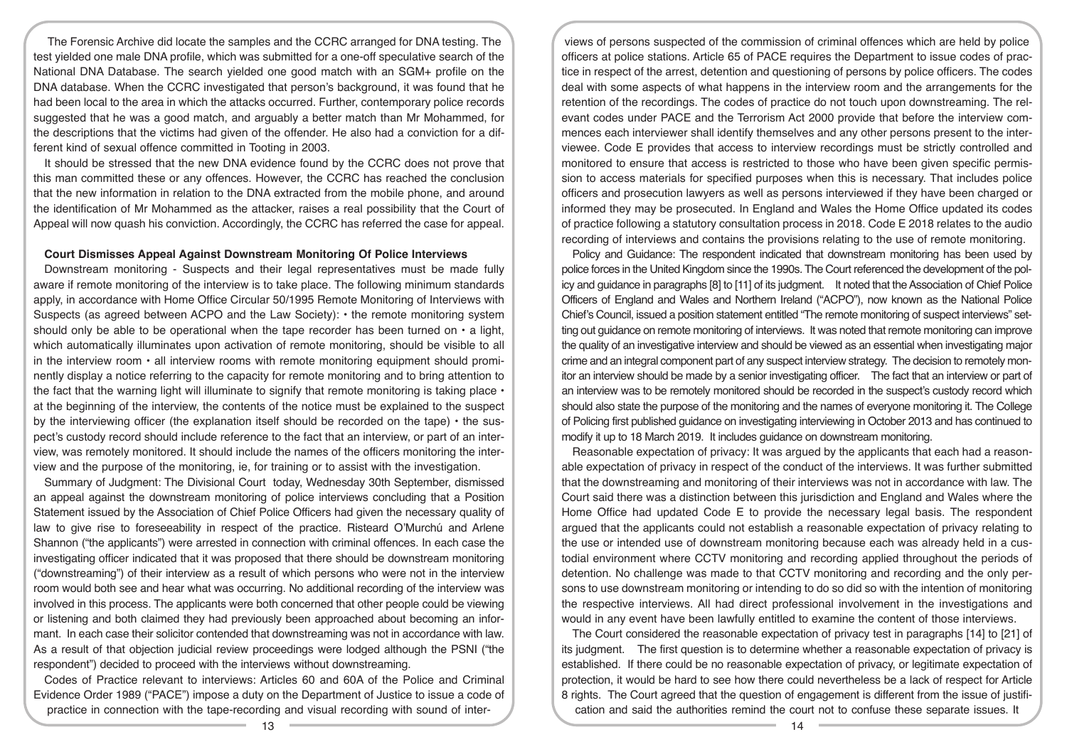The Forensic Archive did locate the samples and the CCRC arranged for DNA testing. The test yielded one male DNA profile, which was submitted for a one-off speculative search of the National DNA Database. The search yielded one good match with an SGM+ profile on the DNA database. When the CCRC investigated that person's background, it was found that he had been local to the area in which the attacks occurred. Further, contemporary police records suggested that he was a good match, and arguably a better match than Mr Mohammed, for the descriptions that the victims had given of the offender. He also had a conviction for a different kind of sexual offence committed in Tooting in 2003.

It should be stressed that the new DNA evidence found by the CCRC does not prove that this man committed these or any offences. However, the CCRC has reached the conclusion that the new information in relation to the DNA extracted from the mobile phone, and around the identification of Mr Mohammed as the attacker, raises a real possibility that the Court of Appeal will now quash his conviction. Accordingly, the CCRC has referred the case for appeal.

## Court Dismisses Appeal Against Downstream Monitoring Of Police Interviews

Downstream monitoring - Suspects and their legal representatives must be made fully aware if remote monitoring of the interview is to take place. The following minimum standards apply, in accordance with Home Office Circular 50/1995 Remote Monitoring of Interviews with Suspects (as agreed between ACPO and the Law Society): • the remote monitoring system should only be able to be operational when the tape recorder has been turned on • a light, which automatically illuminates upon activation of remote monitoring, should be visible to all in the interview room • all interview rooms with remote monitoring equipment should prominently display a notice referring to the capacity for remote monitoring and to bring attention to the fact that the warning light will illuminate to signify that remote monitoring is taking place • at the beginning of the interview, the contents of the notice must be explained to the suspect by the interviewing officer (the explanation itself should be recorded on the tape) • the suspect's custody record should include reference to the fact that an interview, or part of an interview, was remotely monitored. It should include the names of the officers monitoring the interview and the purpose of the monitoring, ie, for training or to assist with the investigation.

Summary of Judgment: The Divisional Court today, Wednesday 30th September, dismissed an appeal against the downstream monitoring of police interviews concluding that a Position Statement issued by the Association of Chief Police Officers had given the necessary quality of law to give rise to foreseeability in respect of the practice. Risteard O'Murchú and Arlene Shannon ("the applicants") were arrested in connection with criminal offences. In each case the investigating officer indicated that it was proposed that there should be downstream monitoring ("downstreaming") of their interview as a result of which persons who were not in the interview room would both see and hear what was occurring. No additional recording of the interview was involved in this process. The applicants were both concerned that other people could be viewing or listening and both claimed they had previously been approached about becoming an informant. In each case their solicitor contended that downstreaming was not in accordance with law. As a result of that objection judicial review proceedings were lodged although the PSNI ("the respondent") decided to proceed with the interviews without downstreaming.

Codes of Practice relevant to interviews: Articles 60 and 60A of the Police and Criminal Evidence Order 1989 ("PACE") impose a duty on the Department of Justice to issue a code of practice in connection with the tape-recording and visual recording with sound of interviews of persons suspected of the commission of criminal offences which are held by police officers at police stations. Article 65 of PACE requires the Department to issue codes of practice in respect of the arrest, detention and questioning of persons by police officers. The codes deal with some aspects of what happens in the interview room and the arrangements for the retention of the recordings. The codes of practice do not touch upon downstreaming. The relevant codes under PACE and the Terrorism Act 2000 provide that before the interview commences each interviewer shall identify themselves and any other persons present to the interviewee. Code E provides that access to interview recordings must be strictly controlled and monitored to ensure that access is restricted to those who have been given specific permission to access materials for specified purposes when this is necessary. That includes police officers and prosecution lawyers as well as persons interviewed if they have been charged or informed they may be prosecuted. In England and Wales the Home Office updated its codes of practice following a statutory consultation process in 2018. Code E 2018 relates to the audio recording of interviews and contains the provisions relating to the use of remote monitoring.

Policy and Guidance: The respondent indicated that downstream monitoring has been used by police forces in the United Kingdom since the 1990s. The Court referenced the development of the policy and guidance in paragraphs [8] to [11] of its judgment. It noted that the Association of Chief Police Officers of England and Wales and Northern Ireland ("ACPO"), now known as the National Police Chief's Council, issued a position statement entitled "The remote monitoring of suspect interviews" setting out guidance on remote monitoring of interviews. It was noted that remote monitoring can improve the quality of an investigative interview and should be viewed as an essential when investigating major crime and an integral component part of any suspect interview strategy. The decision to remotely monitor an interview should be made by a senior investigating officer. The fact that an interview or part of an interview was to be remotely monitored should be recorded in the suspect's custody record which should also state the purpose of the monitoring and the names of everyone monitoring it. The College of Policing first published guidance on investigating interviewing in October 2013 and has continued to modify it up to 18 March 2019. It includes guidance on downstream monitoring.

Reasonable expectation of privacy: It was argued by the applicants that each had a reasonable expectation of privacy in respect of the conduct of the interviews. It was further submitted that the downstreaming and monitoring of their interviews was not in accordance with law. The Court said there was a distinction between this jurisdiction and England and Wales where the Home Office had updated Code E to provide the necessary legal basis. The respondent argued that the applicants could not establish a reasonable expectation of privacy relating to the use or intended use of downstream monitoring because each was already held in a custodial environment where CCTV monitoring and recording applied throughout the periods of detention. No challenge was made to that CCTV monitoring and recording and the only persons to use downstream monitoring or intending to do so did so with the intention of monitoring the respective interviews. All had direct professional involvement in the investigations and would in any event have been lawfully entitled to examine the content of those interviews.

The Court considered the reasonable expectation of privacy test in paragraphs [14] to [21] of its judgment. The first question is to determine whether a reasonable expectation of privacy is established. If there could be no reasonable expectation of privacy, or legitimate expectation of protection, it would be hard to see how there could nevertheless be a lack of respect for Article 8 rights. The Court agreed that the question of engagement is different from the issue of justification and said the authorities remind the court not to confuse these separate issues. It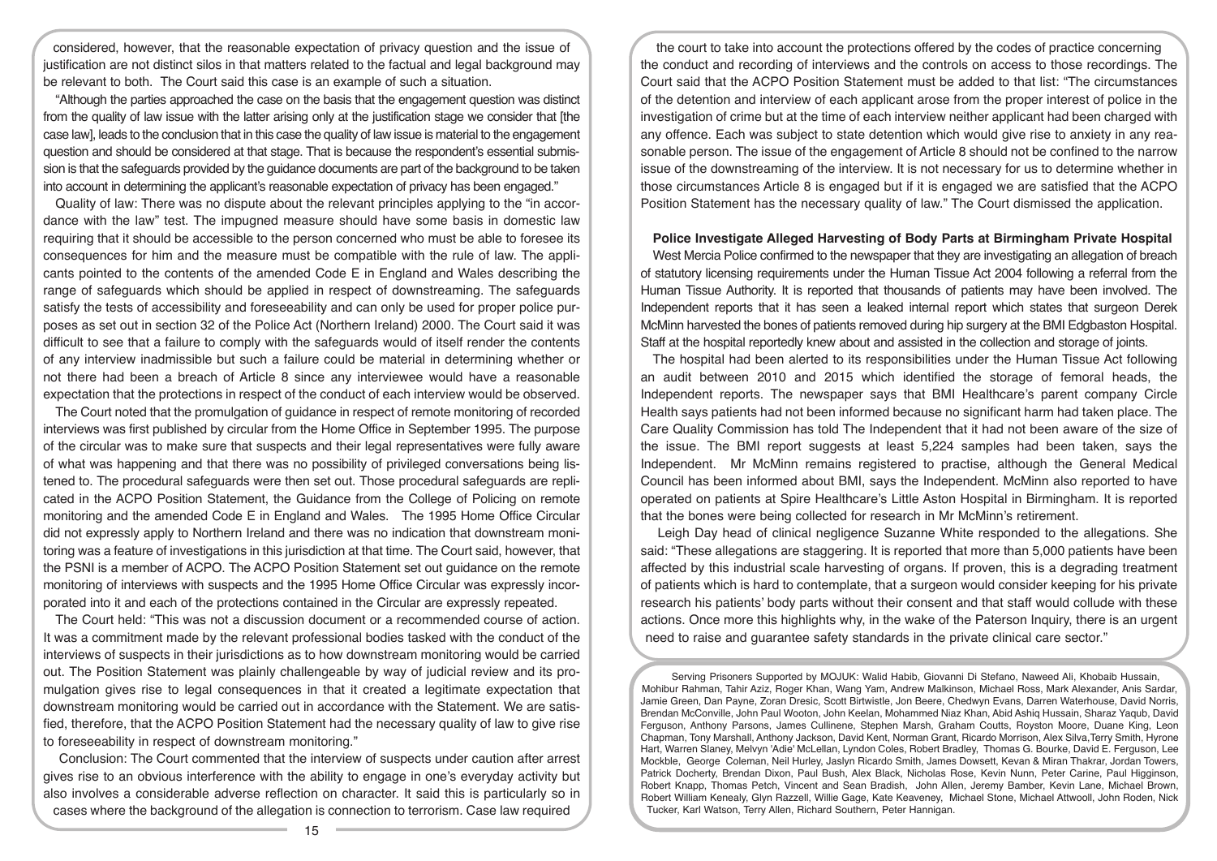considered, however, that the reasonable expectation of privacy question and the issue of justification are not distinct silos in that matters related to the factual and legal background may be relevant to both. The Court said this case is an example of such a situation.

"Although the parties approached the case on the basis that the engagement question was distinct from the quality of law issue with the latter arising only at the justification stage we consider that [the case law], leads to the conclusion that in this case the quality of law issue is material to the engagement question and should be considered at that stage. That is because the respondent's essential submission is that the safeguards provided by the guidance documents are part of the background to be taken into account in determining the applicant's reasonable expectation of privacy has been engaged."

Quality of law: There was no dispute about the relevant principles applying to the "in accordance with the law" test. The impugned measure should have some basis in domestic law requiring that it should be accessible to the person concerned who must be able to foresee its consequences for him and the measure must be compatible with the rule of law. The applicants pointed to the contents of the amended Code E in England and Wales describing the range of safeguards which should be applied in respect of downstreaming. The safeguards satisfy the tests of accessibility and foreseeability and can only be used for proper police purposes as set out in section 32 of the Police Act (Northern Ireland) 2000. The Court said it was difficult to see that a failure to comply with the safeguards would of itself render the contents of any interview inadmissible but such a failure could be material in determining whether or not there had been a breach of Article 8 since any interviewee would have a reasonable expectation that the protections in respect of the conduct of each interview would be observed.

The Court noted that the promulgation of guidance in respect of remote monitoring of recorded interviews was first published by circular from the Home Office in September 1995. The purpose of the circular was to make sure that suspects and their legal representatives were fully aware of what was happening and that there was no possibility of privileged conversations being listened to. The procedural safeguards were then set out. Those procedural safeguards are replicated in the ACPO Position Statement, the Guidance from the College of Policing on remote monitoring and the amended Code E in England and Wales. The 1995 Home Office Circular did not expressly apply to Northern Ireland and there was no indication that downstream monitoring was a feature of investigations in this jurisdiction at that time. The Court said, however, that the PSNI is a member of ACPO. The ACPO Position Statement set out guidance on the remote monitoring of interviews with suspects and the 1995 Home Office Circular was expressly incorporated into it and each of the protections contained in the Circular are expressly repeated.

The Court held: "This was not a discussion document or a recommended course of action. It was a commitment made by the relevant professional bodies tasked with the conduct of the interviews of suspects in their jurisdictions as to how downstream monitoring would be carried out. The Position Statement was plainly challengeable by way of judicial review and its promulgation gives rise to legal consequences in that it created a legitimate expectation that downstream monitoring would be carried out in accordance with the Statement. We are satisfied, therefore, that the ACPO Position Statement had the necessary quality of law to give rise to foreseeability in respect of downstream monitoring."

Conclusion: The Court commented that the interview of suspects under caution after arrest gives rise to an obvious interference with the ability to engage in one's everyday activity but also involves a considerable adverse reflection on character. It said this is particularly so in cases where the background of the allegation is connection to terrorism. Case law required the court to take into account the protections offered by the codes of practice concerning the conduct and recording of interviews and the controls on access to those recordings. The Court said that the ACPO Position Statement must be added to that list: "The circumstances of the detention and interview of each applicant arose from the proper interest of police in the investigation of crime but at the time of each interview neither applicant had been charged with any offence. Each was subject to state detention which would give rise to anxiety in any reasonable person. The issue of the engagement of Article 8 should not be confined to the narrow issue of the downstreaming of the interview. It is not necessary for us to determine whether in those circumstances Article 8 is engaged but if it is engaged we are satisfied that the ACPO Position Statement has the necessary quality of law." The Court dismissed the application.

## Police Investigate Alleged Harvesting of Body Parts at Birmingham Private Hospital

West Mercia Police confirmed to the newspaper that they are investigating an allegation of breach of statutory licensing requirements under the Human Tissue Act 2004 following a referral from the Human Tissue Authority. It is reported that thousands of patients may have been involved. The Independent reports that it has seen a leaked internal report which states that surgeon Derek McMinn harvested the bones of patients removed during hip surgery at the BMI Edgbaston Hospital. Staff at the hospital reportedly knew about and assisted in the collection and storage of joints.

The hospital had been alerted to its responsibilities under the Human Tissue Act following an audit between 2010 and 2015 which identified the storage of femoral heads, the Independent reports. The newspaper says that BMI Healthcare's parent company Circle Health says patients had not been informed because no significant harm had taken place. The Care Quality Commission has told The Independent that it had not been aware of the size of the issue. The BMI report suggests at least 5,224 samples had been taken, says the Independent. Mr McMinn remains registered to practise, although the General Medical Council has been informed about BMI, says the Independent. McMinn also reported to have operated on patients at Spire Healthcare's Little Aston Hospital in Birmingham. It is reported that the bones were being collected for research in Mr McMinn's retirement.

Leigh Day head of clinical negligence Suzanne White responded to the allegations. She said: "These allegations are staggering. It is reported that more than 5,000 patients have been affected by this industrial scale harvesting of organs. If proven, this is a degrading treatment of patients which is hard to contemplate, that a surgeon would consider keeping for his private research his patients' body parts without their consent and that staff would collude with these actions. Once more this highlights why, in the wake of the Paterson Inquiry, there is an urgent need to raise and guarantee safety standards in the private clinical care sector."

Serving Prisoners Supported by MOJUK: Walid Habib, Giovanni Di Stefano, Naweed Ali, Khobaib Hussain, Mohibur Rahman, Tahir Aziz, Roger Khan, Wang Yam, Andrew Malkinson, Michael Ross, Mark Alexander, Anis Sardar, Jamie Green, Dan Payne, Zoran Dresic, Scott Birtwistle, Jon Beere, Chedwyn Evans, Darren Waterhouse, David Norris, Brendan McConville, John Paul Wooton, John Keelan, Mohammed Niaz Khan, Abid Ashiq Hussain, Sharaz Yaqub, David Ferguson, Anthony Parsons, James Cullinene, Stephen Marsh, Graham Coutts, Royston Moore, Duane King, Leon Chapman, Tony Marshall, Anthony Jackson, David Kent, Norman Grant, Ricardo Morrison, Alex Silva,Terry Smith, Hyrone Hart, Warren Slaney, Melvyn 'Adie' McLellan, Lyndon Coles, Robert Bradley, Thomas G. Bourke, David E. Ferguson, Lee Mockble, George Coleman, Neil Hurley, Jaslyn Ricardo Smith, James Dowsett, Kevan & Miran Thakrar, Jordan Towers, Patrick Docherty, Brendan Dixon, Paul Bush, Alex Black, Nicholas Rose, Kevin Nunn, Peter Carine, Paul Higginson, Robert Knapp, Thomas Petch, Vincent and Sean Bradish, John Allen, Jeremy Bamber, Kevin Lane, Michael Brown, Robert William Kenealy, Glyn Razzell, Willie Gage, Kate Keaveney, Michael Stone, Michael Attwooll, John Roden, Nick Tucker, Karl Watson, Terry Allen, Richard Southern, Peter Hannigan.